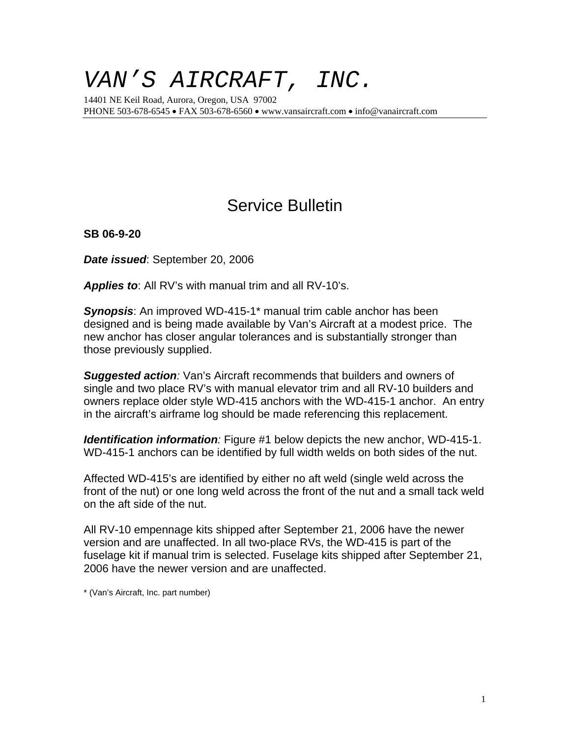# VAN'S AIRCRAFT, INC.

14401 NE Keil Road, Aurora, Oregon, USA 97002
PHONE 503-678-6545 • FAX 503-678-6560 • www.vansaircraft.com • info@vanaircraft.com

## Service Bulletin

**SB 06-9-20**

***Date issued***: September 20, 2006

***Applies to***: All RV's with manual trim and all RV-10's.

***Synopsis***: An improved WD-415-1* manual trim cable anchor has been designed and is being made available by Van's Aircraft at a modest price. The new anchor has closer angular tolerances and is substantially stronger than those previously supplied.

***Suggested action****:* Van's Aircraft recommends that builders and owners of single and two place RV's with manual elevator trim and all RV-10 builders and owners replace older style WD-415 anchors with the WD-415-1 anchor. An entry in the aircraft's airframe log should be made referencing this replacement.

***Identification information****:* Figure #1 below depicts the new anchor, WD-415-1. WD-415-1 anchors can be identified by full width welds on both sides of the nut.

Affected WD-415's are identified by either no aft weld (single weld across the front of the nut) or one long weld across the front of the nut and a small tack weld on the aft side of the nut.

All RV-10 empennage kits shipped after September 21, 2006 have the newer version and are unaffected. In all two-place RVs, the WD-415 is part of the fuselage kit if manual trim is selected. Fuselage kits shipped after September 21, 2006 have the newer version and are unaffected.

* (Van's Aircraft, Inc. part number)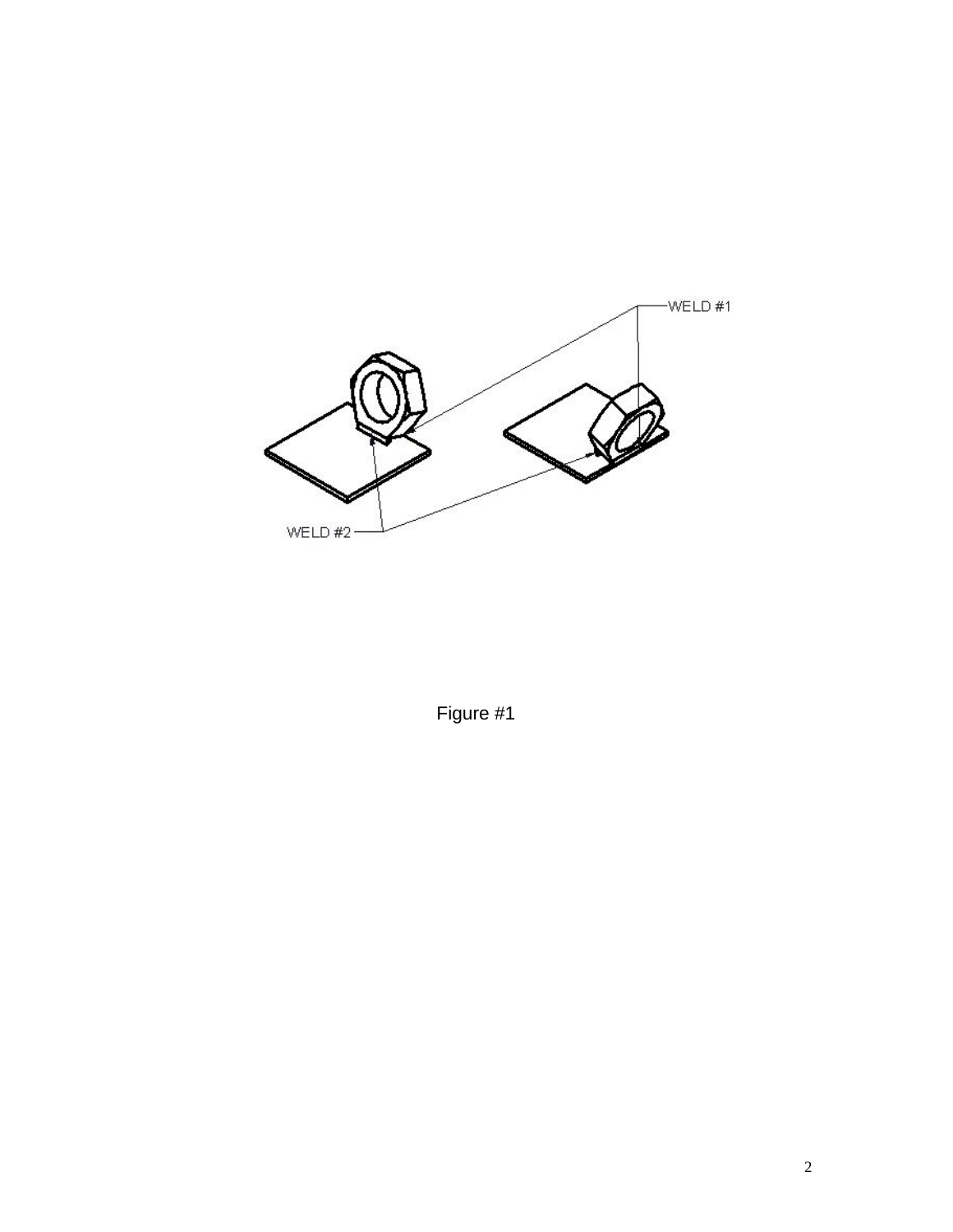WELD #1

WELD #2

Figure #1